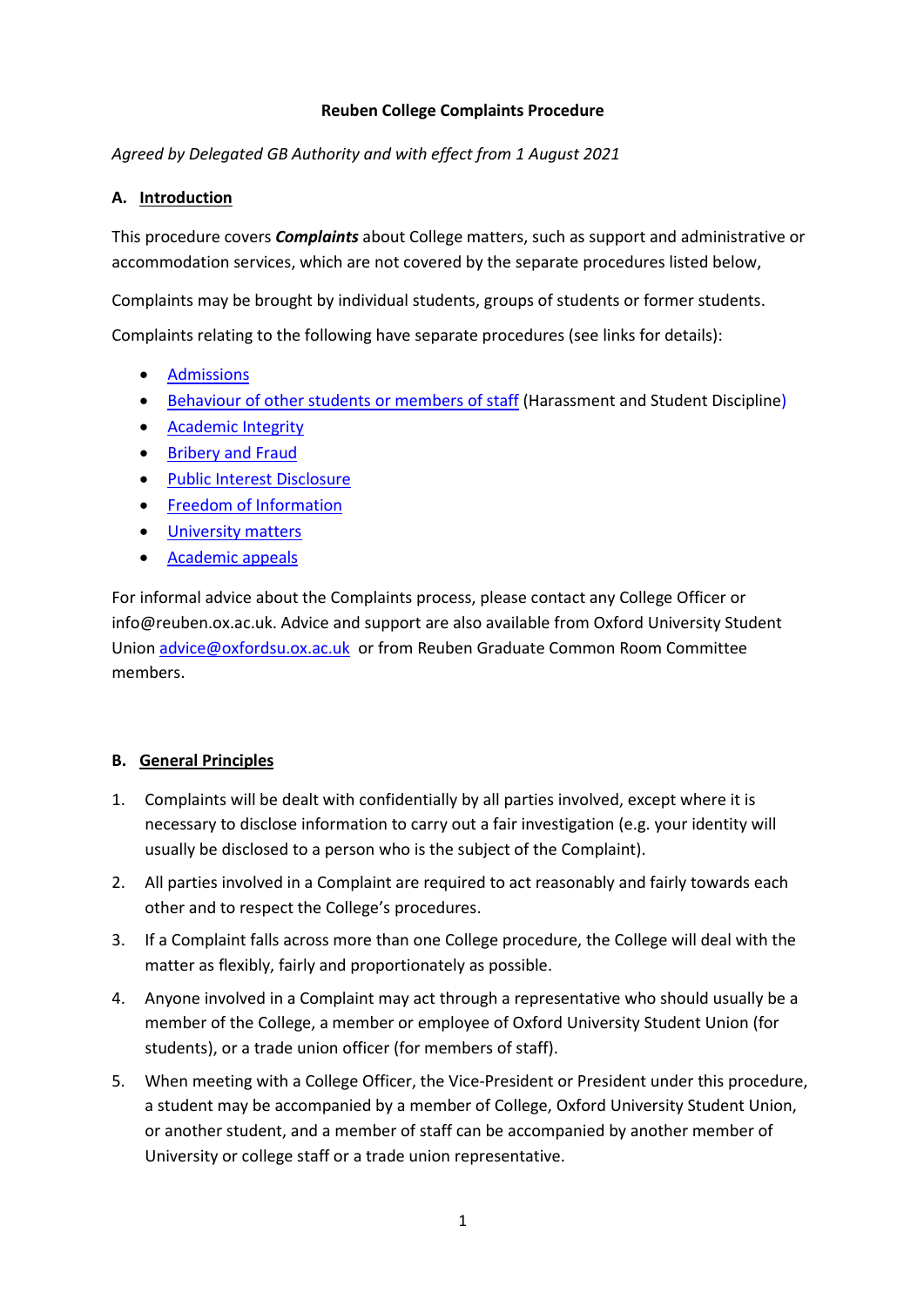# Reuben College Complaints Procedure

*Agreed by Delegated GB Authority and with effect from 1 August 2021*

## A. Introduction

This procedure covers ***Complaints*** about College matters, such as support and administrative or accommodation services, which are not covered by the separate procedures listed below,

Complaints may be brought by individual students, groups of students or former students.

Complaints relating to the following have separate procedures (see links for details):

- Admissions
- Behaviour of other students or members of staff (Harassment and Student Discipline)
- Academic Integrity
- Bribery and Fraud
- Public Interest Disclosure
- Freedom of Information
- University matters
- Academic appeals

For informal advice about the Complaints process, please contact any College Officer or info@reuben.ox.ac.uk. Advice and support are also available from Oxford University Student Union advice@oxfordsu.ox.ac.uk or from Reuben Graduate Common Room Committee members.

## B. General Principles

1. Complaints will be dealt with confidentially by all parties involved, except where it is necessary to disclose information to carry out a fair investigation (e.g. your identity will usually be disclosed to a person who is the subject of the Complaint).
2. All parties involved in a Complaint are required to act reasonably and fairly towards each other and to respect the College's procedures.
3. If a Complaint falls across more than one College procedure, the College will deal with the matter as flexibly, fairly and proportionately as possible.
4. Anyone involved in a Complaint may act through a representative who should usually be a member of the College, a member or employee of Oxford University Student Union (for students), or a trade union officer (for members of staff).
5. When meeting with a College Officer, the Vice-President or President under this procedure, a student may be accompanied by a member of College, Oxford University Student Union, or another student, and a member of staff can be accompanied by another member of University or college staff or a trade union representative.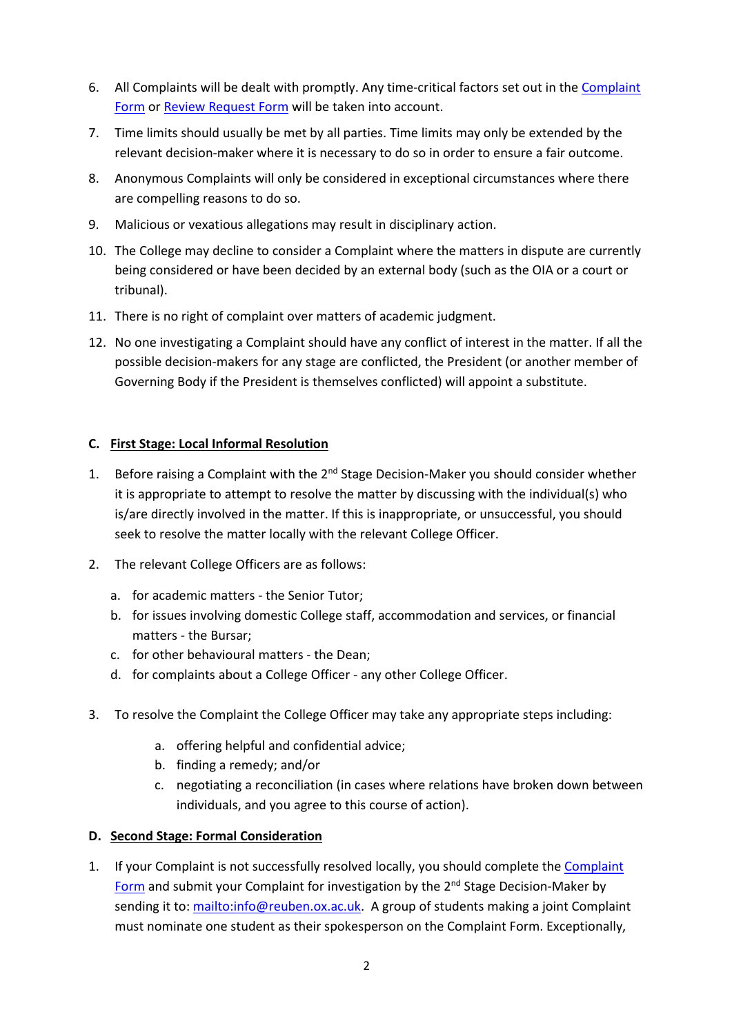6. All Complaints will be dealt with promptly. Any time-critical factors set out in the [Complaint Form](#) or [Review Request Form](#) will be taken into account.
7. Time limits should usually be met by all parties. Time limits may only be extended by the relevant decision-maker where it is necessary to do so in order to ensure a fair outcome.
8. Anonymous Complaints will only be considered in exceptional circumstances where there are compelling reasons to do so.
9. Malicious or vexatious allegations may result in disciplinary action.
10. The College may decline to consider a Complaint where the matters in dispute are currently being considered or have been decided by an external body (such as the OIA or a court or tribunal).
11. There is no right of complaint over matters of academic judgment.
12. No one investigating a Complaint should have any conflict of interest in the matter. If all the possible decision-makers for any stage are conflicted, the President (or another member of Governing Body if the President is themselves conflicted) will appoint a substitute.

## C. First Stage: Local Informal Resolution

1. Before raising a Complaint with the 2nd Stage Decision-Maker you should consider whether it is appropriate to attempt to resolve the matter by discussing with the individual(s) who is/are directly involved in the matter. If this is inappropriate, or unsuccessful, you should seek to resolve the matter locally with the relevant College Officer.
2. The relevant College Officers are as follows:
   a. for academic matters - the Senior Tutor;
   b. for issues involving domestic College staff, accommodation and services, or financial matters - the Bursar;
   c. for other behavioural matters - the Dean;
   d. for complaints about a College Officer - any other College Officer.
3. To resolve the Complaint the College Officer may take any appropriate steps including:
   a. offering helpful and confidential advice;
   b. finding a remedy; and/or
   c. negotiating a reconciliation (in cases where relations have broken down between individuals, and you agree to this course of action).

## D. Second Stage: Formal Consideration

1. If your Complaint is not successfully resolved locally, you should complete the [Complaint Form](#) and submit your Complaint for investigation by the 2nd Stage Decision-Maker by sending it to: [mailto:info@reuben.ox.ac.uk](mailto:info@reuben.ox.ac.uk). A group of students making a joint Complaint must nominate one student as their spokesperson on the Complaint Form. Exceptionally,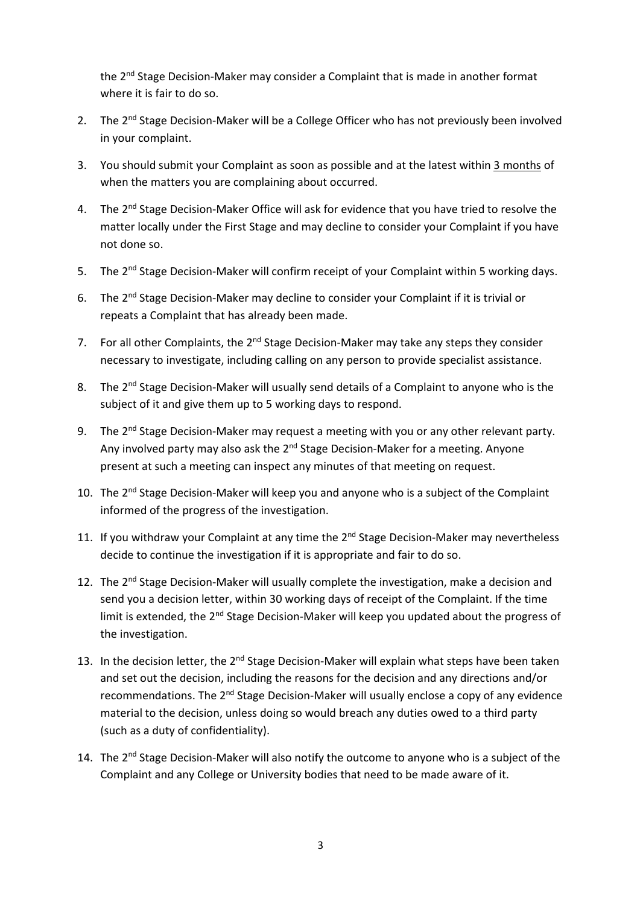the 2nd Stage Decision-Maker may consider a Complaint that is made in another format where it is fair to do so.

2. The 2nd Stage Decision-Maker will be a College Officer who has not previously been involved in your complaint.
3. You should submit your Complaint as soon as possible and at the latest within 3 months of when the matters you are complaining about occurred.
4. The 2nd Stage Decision-Maker Office will ask for evidence that you have tried to resolve the matter locally under the First Stage and may decline to consider your Complaint if you have not done so.
5. The 2nd Stage Decision-Maker will confirm receipt of your Complaint within 5 working days.
6. The 2nd Stage Decision-Maker may decline to consider your Complaint if it is trivial or repeats a Complaint that has already been made.
7. For all other Complaints, the 2nd Stage Decision-Maker may take any steps they consider necessary to investigate, including calling on any person to provide specialist assistance.
8. The 2nd Stage Decision-Maker will usually send details of a Complaint to anyone who is the subject of it and give them up to 5 working days to respond.
9. The 2nd Stage Decision-Maker may request a meeting with you or any other relevant party. Any involved party may also ask the 2nd Stage Decision-Maker for a meeting. Anyone present at such a meeting can inspect any minutes of that meeting on request.
10. The 2nd Stage Decision-Maker will keep you and anyone who is a subject of the Complaint informed of the progress of the investigation.
11. If you withdraw your Complaint at any time the 2nd Stage Decision-Maker may nevertheless decide to continue the investigation if it is appropriate and fair to do so.
12. The 2nd Stage Decision-Maker will usually complete the investigation, make a decision and send you a decision letter, within 30 working days of receipt of the Complaint. If the time limit is extended, the 2nd Stage Decision-Maker will keep you updated about the progress of the investigation.
13. In the decision letter, the 2nd Stage Decision-Maker will explain what steps have been taken and set out the decision, including the reasons for the decision and any directions and/or recommendations. The 2nd Stage Decision-Maker will usually enclose a copy of any evidence material to the decision, unless doing so would breach any duties owed to a third party (such as a duty of confidentiality).
14. The 2nd Stage Decision-Maker will also notify the outcome to anyone who is a subject of the Complaint and any College or University bodies that need to be made aware of it.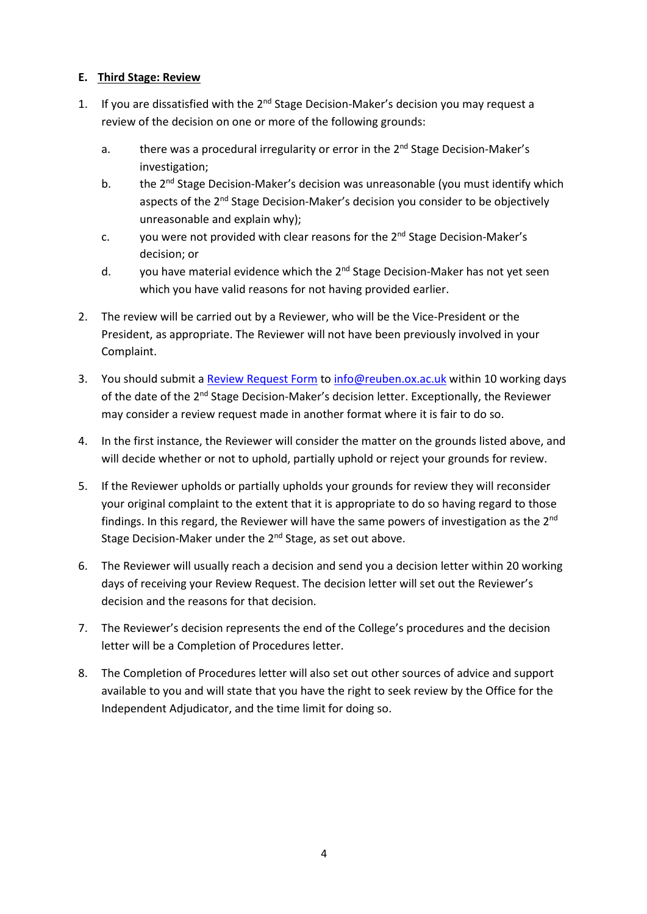### E. Third Stage: Review

1. If you are dissatisfied with the 2nd Stage Decision-Maker's decision you may request a review of the decision on one or more of the following grounds:

   a. there was a procedural irregularity or error in the 2nd Stage Decision-Maker's investigation;

   b. the 2nd Stage Decision-Maker's decision was unreasonable (you must identify which aspects of the 2nd Stage Decision-Maker's decision you consider to be objectively unreasonable and explain why);

   c. you were not provided with clear reasons for the 2nd Stage Decision-Maker's decision; or

   d. you have material evidence which the 2nd Stage Decision-Maker has not yet seen which you have valid reasons for not having provided earlier.

2. The review will be carried out by a Reviewer, who will be the Vice-President or the President, as appropriate. The Reviewer will not have been previously involved in your Complaint.

3. You should submit a Review Request Form to info@reuben.ox.ac.uk within 10 working days of the date of the 2nd Stage Decision-Maker's decision letter. Exceptionally, the Reviewer may consider a review request made in another format where it is fair to do so.

4. In the first instance, the Reviewer will consider the matter on the grounds listed above, and will decide whether or not to uphold, partially uphold or reject your grounds for review.

5. If the Reviewer upholds or partially upholds your grounds for review they will reconsider your original complaint to the extent that it is appropriate to do so having regard to those findings. In this regard, the Reviewer will have the same powers of investigation as the 2nd Stage Decision-Maker under the 2nd Stage, as set out above.

6. The Reviewer will usually reach a decision and send you a decision letter within 20 working days of receiving your Review Request. The decision letter will set out the Reviewer's decision and the reasons for that decision.

7. The Reviewer's decision represents the end of the College's procedures and the decision letter will be a Completion of Procedures letter.

8. The Completion of Procedures letter will also set out other sources of advice and support available to you and will state that you have the right to seek review by the Office for the Independent Adjudicator, and the time limit for doing so.